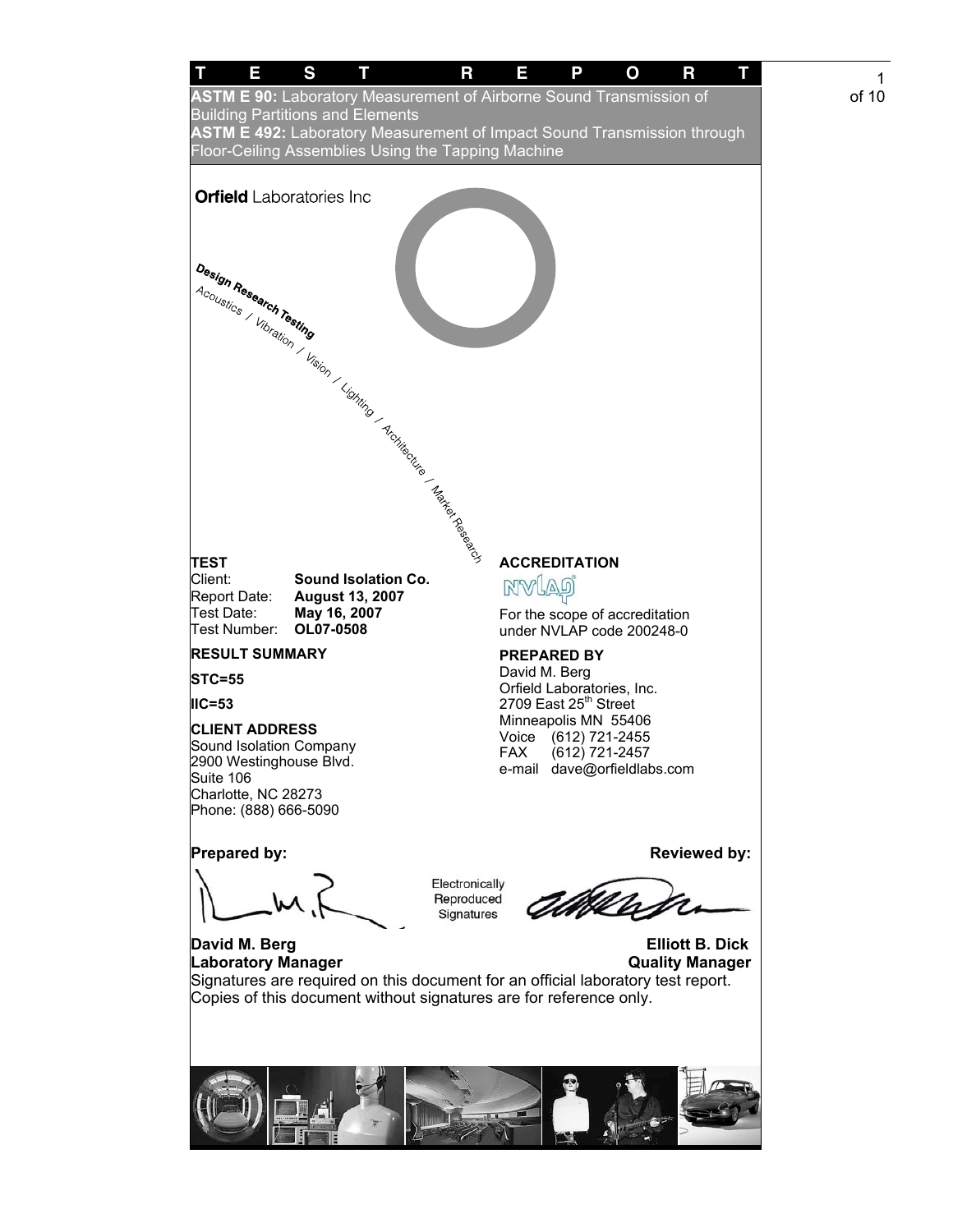# TEST REPORT

**ASTM E 90:** Laboratory Measurement of Airborne Sound Transmission of Building Partitions and Elements
**ASTM E 492:** Laboratory Measurement of Impact Sound Transmission through Floor-Ceiling Assemblies Using the Tapping Machine

**Orfield** Laboratories Inc

*Design Research Testing*
Acoustics / Vibration / Vision / Lighting / Architecture / Market Research

## TEST

Client: **Sound Isolation Co.**
Report Date: **August 13, 2007**
Test Date: **May 16, 2007**
Test Number: **OL07-0508**

## RESULT SUMMARY

**STC=55**

**IIC=53**

## CLIENT ADDRESS

Sound Isolation Company
2900 Westinghouse Blvd.
Suite 106
Charlotte, NC 28273
Phone: (888) 666-5090

## ACCREDITATION

NVLAP

For the scope of accreditation under NVLAP code 200248-0

## PREPARED BY

David M. Berg
Orfield Laboratories, Inc.
2709 East 25th Street
Minneapolis MN 55406
Voice (612) 721-2455
FAX (612) 721-2457
e-mail dave@orfieldlabs.com

**Prepared by:** **Reviewed by:**

Electronically Reproduced Signatures

**David M. Berg**
**Laboratory Manager**

**Elliott B. Dick**
**Quality Manager**

Signatures are required on this document for an official laboratory test report. Copies of this document without signatures are for reference only.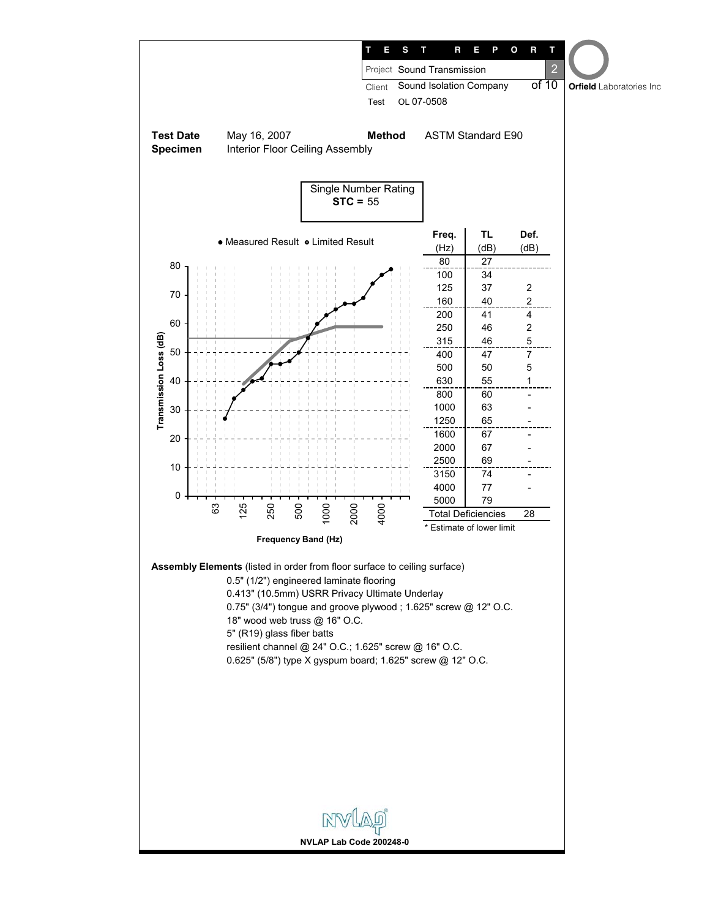# TEST REPORT

Project: Sound Transmission
Client: Sound Isolation Company
Test: OL 07-0508

Orfield Laboratories Inc

**Test Date** May 16, 2007 **Method** ASTM Standard E90
**Specimen** Interior Floor Ceiling Assembly

Single Number Rating
**STC =** 55

● Measured Result ⊙ Limited Result

| Freq. (Hz) | TL (dB) | Def. (dB) |
|---|---|---|
| 80 | 27 | |
| 100 | 34 | |
| 125 | 37 | 2 |
| 160 | 40 | 2 |
| 200 | 41 | 4 |
| 250 | 46 | 2 |
| 315 | 46 | 5 |
| 400 | 47 | 7 |
| 500 | 50 | 5 |
| 630 | 55 | 1 |
| 800 | 60 | - |
| 1000 | 63 | - |
| 1250 | 65 | - |
| 1600 | 67 | - |
| 2000 | 67 | - |
| 2500 | 69 | - |
| 3150 | 74 | - |
| 4000 | 77 | - |
| 5000 | 79 | |
| Total Deficiencies | | 28 |

\* Estimate of lower limit

**Assembly Elements** (listed in order from floor surface to ceiling surface)

- 0.5" (1/2") engineered laminate flooring
- 0.413" (10.5mm) USRR Privacy Ultimate Underlay
- 0.75" (3/4") tongue and groove plywood ; 1.625" screw @ 12" O.C.
- 18" wood web truss @ 16" O.C.
- 5" (R19) glass fiber batts
- resilient channel @ 24" O.C.; 1.625" screw @ 16" O.C.
- 0.625" (5/8") type X gyspum board; 1.625" screw @ 12" O.C.

NVLAP Lab Code 200248-0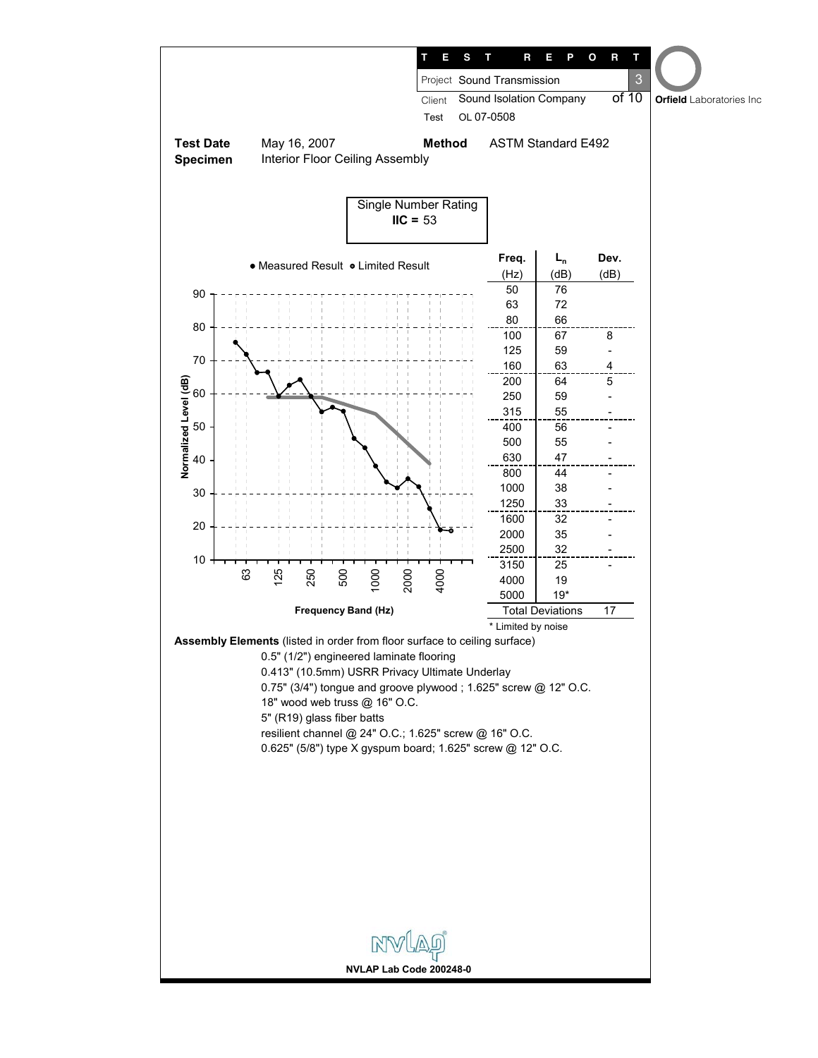**TEST REPORT**

| | |
|---|---|
| Project | Sound Transmission |
| Client | Sound Isolation Company |
| Test | OL 07-0508 |

**Orfield** Laboratories Inc

**Test Date** May 16, 2007 **Method** ASTM Standard E492

**Specimen** Interior Floor Ceiling Assembly

Single Number Rating
**IIC =** 53

• Measured Result • Limited Result

| Freq. (Hz) | $L_n$ (dB) | Dev. (dB) |
|---|---|---|
| 50 | 76 | |
| 63 | 72 | |
| 80 | 66 | |
| 100 | 67 | 8 |
| 125 | 59 | - |
| 160 | 63 | 4 |
| 200 | 64 | 5 |
| 250 | 59 | - |
| 315 | 55 | - |
| 400 | 56 | - |
| 500 | 55 | - |
| 630 | 47 | - |
| 800 | 44 | - |
| 1000 | 38 | - |
| 1250 | 33 | - |
| 1600 | 32 | - |
| 2000 | 35 | - |
| 2500 | 32 | - |
| 3150 | 25 | - |
| 4000 | 19 | |
| 5000 | 19* | |
| Total Deviations | | 17 |

\* Limited by noise

**Assembly Elements** (listed in order from floor surface to ceiling surface)

0.5" (1/2") engineered laminate flooring
0.413" (10.5mm) USRR Privacy Ultimate Underlay
0.75" (3/4") tongue and groove plywood ; 1.625" screw @ 12" O.C.
18" wood web truss @ 16" O.C.
5" (R19) glass fiber batts
resilient channel @ 24" O.C.; 1.625" screw @ 16" O.C.
0.625" (5/8") type X gyspum board; 1.625" screw @ 12" O.C.

NVLAP Lab Code 200248-0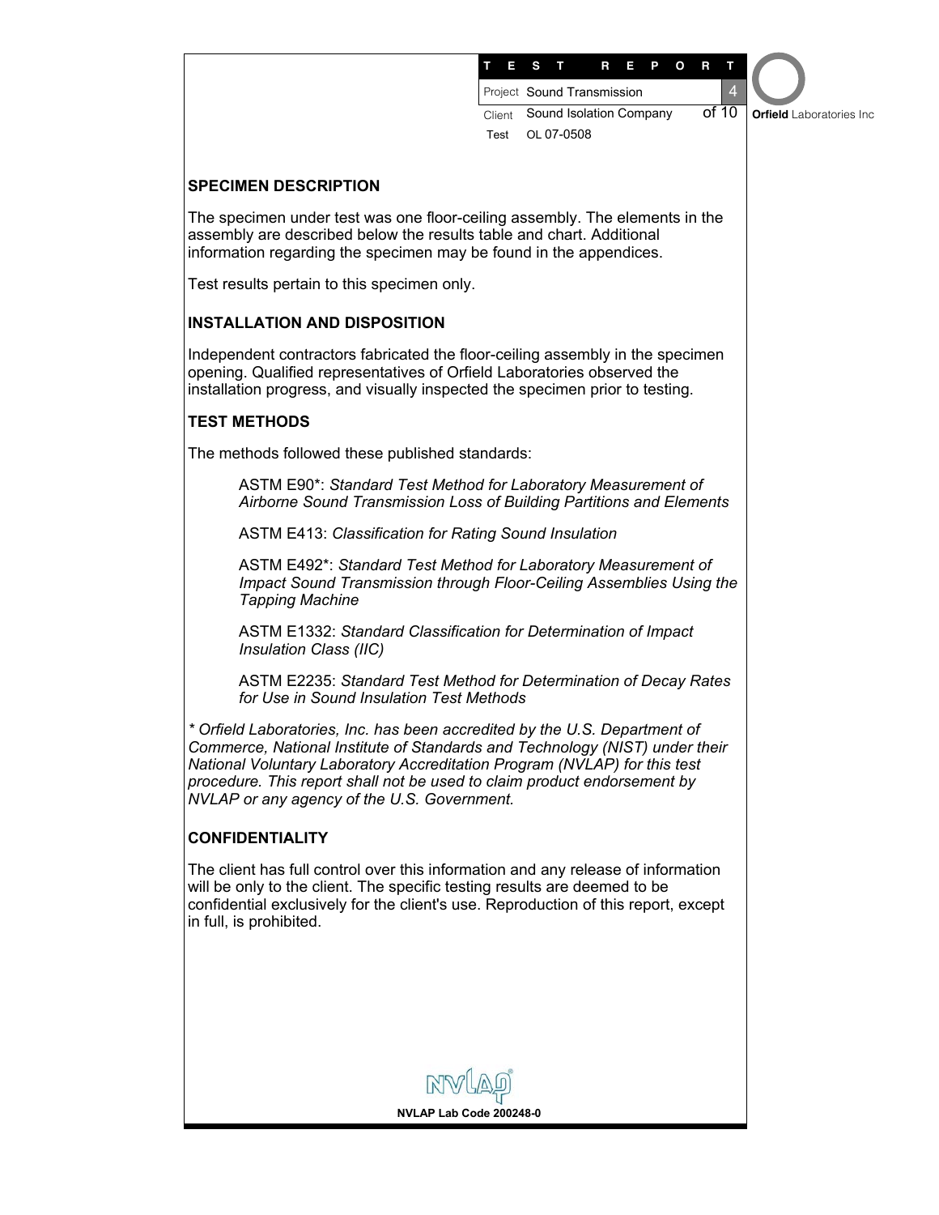## SPECIMEN DESCRIPTION

The specimen under test was one floor-ceiling assembly. The elements in the assembly are described below the results table and chart. Additional information regarding the specimen may be found in the appendices.

Test results pertain to this specimen only.

## INSTALLATION AND DISPOSITION

Independent contractors fabricated the floor-ceiling assembly in the specimen opening. Qualified representatives of Orfield Laboratories observed the installation progress, and visually inspected the specimen prior to testing.

## TEST METHODS

The methods followed these published standards:

> ASTM E90*: *Standard Test Method for Laboratory Measurement of Airborne Sound Transmission Loss of Building Partitions and Elements*
>
> ASTM E413: *Classification for Rating Sound Insulation*
>
> ASTM E492*: *Standard Test Method for Laboratory Measurement of Impact Sound Transmission through Floor-Ceiling Assemblies Using the Tapping Machine*
>
> ASTM E1332: *Standard Classification for Determination of Impact Insulation Class (IIC)*
>
> ASTM E2235: *Standard Test Method for Determination of Decay Rates for Use in Sound Insulation Test Methods*

*\* Orfield Laboratories, Inc. has been accredited by the U.S. Department of Commerce, National Institute of Standards and Technology (NIST) under their National Voluntary Laboratory Accreditation Program (NVLAP) for this test procedure. This report shall not be used to claim product endorsement by NVLAP or any agency of the U.S. Government.*

## CONFIDENTIALITY

The client has full control over this information and any release of information will be only to the client. The specific testing results are deemed to be confidential exclusively for the client's use. Reproduction of this report, except in full, is prohibited.

NVLAP Lab Code 200248-0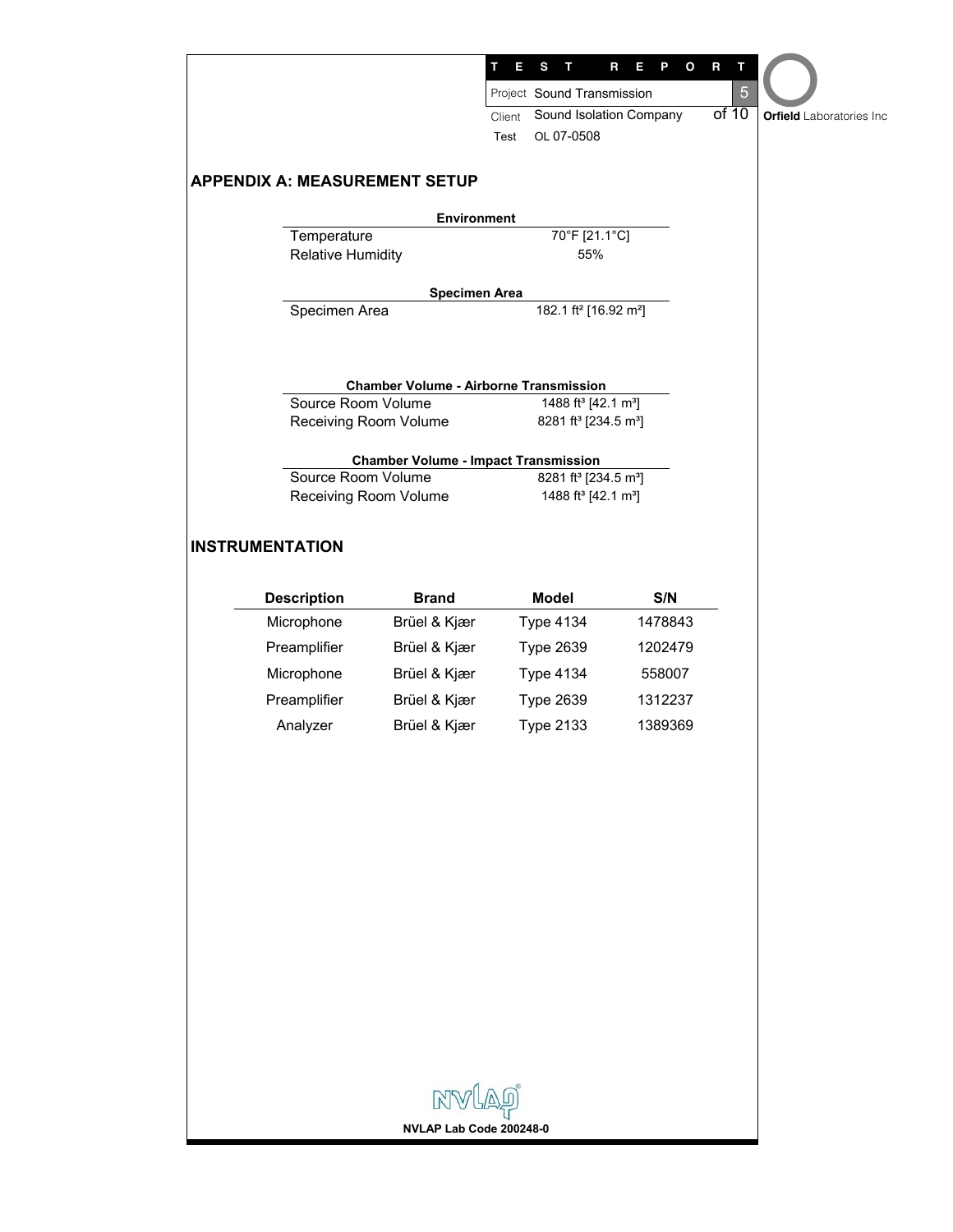## APPENDIX A: MEASUREMENT SETUP

| Environment | |
|---|---|
| Temperature | 70°F [21.1°C] |
| Relative Humidity | 55% |

| Specimen Area | |
|---|---|
| Specimen Area | 182.1 ft² [16.92 m²] |

| Chamber Volume - Airborne Transmission | |
|---|---|
| Source Room Volume | 1488 ft³ [42.1 m³] |
| Receiving Room Volume | 8281 ft³ [234.5 m³] |

| Chamber Volume - Impact Transmission | |
|---|---|
| Source Room Volume | 8281 ft³ [234.5 m³] |
| Receiving Room Volume | 1488 ft³ [42.1 m³] |

## INSTRUMENTATION

| Description | Brand | Model | S/N |
|---|---|---|---|
| Microphone | Brüel & Kjær | Type 4134 | 1478843 |
| Preamplifier | Brüel & Kjær | Type 2639 | 1202479 |
| Microphone | Brüel & Kjær | Type 4134 | 558007 |
| Preamplifier | Brüel & Kjær | Type 2639 | 1312237 |
| Analyzer | Brüel & Kjær | Type 2133 | 1389369 |

NVLAP Lab Code 200248-0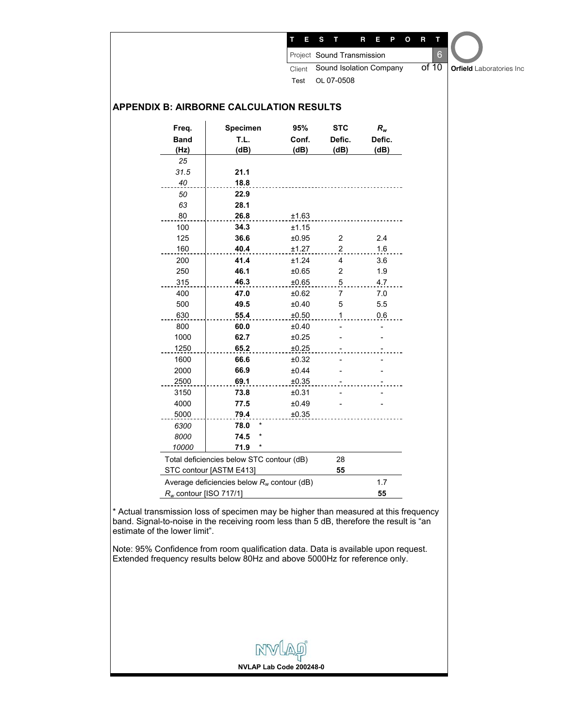## APPENDIX B: AIRBORNE CALCULATION RESULTS

| Freq. Band (Hz) | Specimen T.L. (dB) | 95% Conf. (dB) | STC Defic. (dB) | $R_w$ Defic. (dB) |
|---|---|---|---|---|
| *25* | | | | |
| *31.5* | **21.1** | | | |
| *40* | **18.8** | | | |
| *50* | **22.9** | | | |
| *63* | **28.1** | | | |
| 80 | **26.8** | ±1.63 | | |
| 100 | **34.3** | ±1.15 | | |
| 125 | **36.6** | ±0.95 | 2 | 2.4 |
| 160 | **40.4** | ±1.27 | 2 | 1.6 |
| 200 | **41.4** | ±1.24 | 4 | 3.6 |
| 250 | **46.1** | ±0.65 | 2 | 1.9 |
| 315 | **46.3** | ±0.65 | 5 | 4.7 |
| 400 | **47.0** | ±0.62 | 7 | 7.0 |
| 500 | **49.5** | ±0.40 | 5 | 5.5 |
| 630 | **55.4** | ±0.50 | 1 | 0.6 |
| 800 | **60.0** | ±0.40 | - | - |
| 1000 | **62.7** | ±0.25 | - | - |
| 1250 | **65.2** | ±0.25 | - | - |
| 1600 | **66.6** | ±0.32 | - | - |
| 2000 | **66.9** | ±0.44 | - | - |
| 2500 | **69.1** | ±0.35 | - | - |
| 3150 | **73.8** | ±0.31 | - | - |
| 4000 | **77.5** | ±0.49 | - | - |
| 5000 | **79.4** | ±0.35 | | |
| *6300* | **78.0** * | | | |
| *8000* | **74.5** * | | | |
| *10000* | **71.9** * | | | |
| Total deficiencies below STC contour (dB) | | | 28 | |
| STC contour [ASTM E413] | | | **55** | |
| Average deficiencies below $R_w$ contour (dB) | | | | 1.7 |
| $R_w$ contour [ISO 717/1] | | | | **55** |

* Actual transmission loss of specimen may be higher than measured at this frequency band. Signal-to-noise in the receiving room less than 5 dB, therefore the result is "an estimate of the lower limit".

Note: 95% Confidence from room qualification data. Data is available upon request. Extended frequency results below 80Hz and above 5000Hz for reference only.

NVLAP Lab Code 200248-0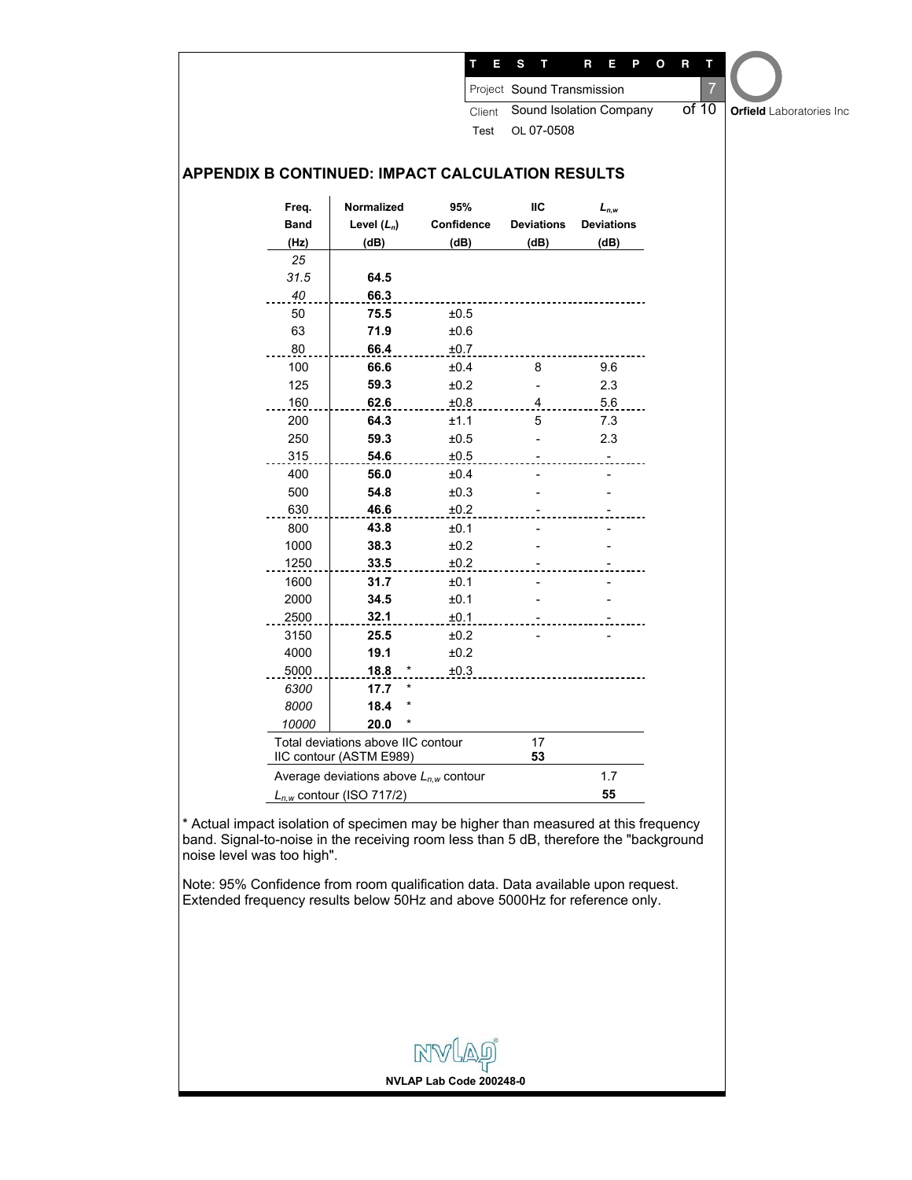## APPENDIX B CONTINUED: IMPACT CALCULATION RESULTS

| Freq. Band (Hz) | Normalized Level ($L_n$) (dB) | 95% Confidence (dB) | IIC Deviations (dB) | $L_{n,w}$ Deviations (dB) |
|---|---|---|---|---|
| *25* | | | | |
| *31.5* | **64.5** | | | |
| *40* | **66.3** | | | |
| 50 | **75.5** | ±0.5 | | |
| 63 | **71.9** | ±0.6 | | |
| 80 | **66.4** | ±0.7 | | |
| 100 | **66.6** | ±0.4 | 8 | 9.6 |
| 125 | **59.3** | ±0.2 | - | 2.3 |
| 160 | **62.6** | ±0.8 | 4 | 5.6 |
| 200 | **64.3** | ±1.1 | 5 | 7.3 |
| 250 | **59.3** | ±0.5 | - | 2.3 |
| 315 | **54.6** | ±0.5 | - | - |
| 400 | **56.0** | ±0.4 | - | - |
| 500 | **54.8** | ±0.3 | - | - |
| 630 | **46.6** | ±0.2 | - | - |
| 800 | **43.8** | ±0.1 | - | - |
| 1000 | **38.3** | ±0.2 | - | - |
| 1250 | **33.5** | ±0.2 | - | - |
| 1600 | **31.7** | ±0.1 | - | - |
| 2000 | **34.5** | ±0.1 | - | - |
| 2500 | **32.1** | ±0.1 | - | - |
| 3150 | **25.5** | ±0.2 | - | - |
| 4000 | **19.1** | ±0.2 | | |
| 5000 | **18.8** * | ±0.3 | | |
| *6300* | **17.7** * | | | |
| *8000* | **18.4** * | | | |
| *10000* | **20.0** * | | | |
| Total deviations above IIC contour | | | 17 | |
| IIC contour (ASTM E989) | | | **53** | |
| Average deviations above $L_{n,w}$ contour | | | | 1.7 |
| $L_{n,w}$ contour (ISO 717/2) | | | | **55** |

* Actual impact isolation of specimen may be higher than measured at this frequency band. Signal-to-noise in the receiving room less than 5 dB, therefore the "background noise level was too high".

Note: 95% Confidence from room qualification data. Data available upon request. Extended frequency results below 50Hz and above 5000Hz for reference only.

NVLAP Lab Code 200248-0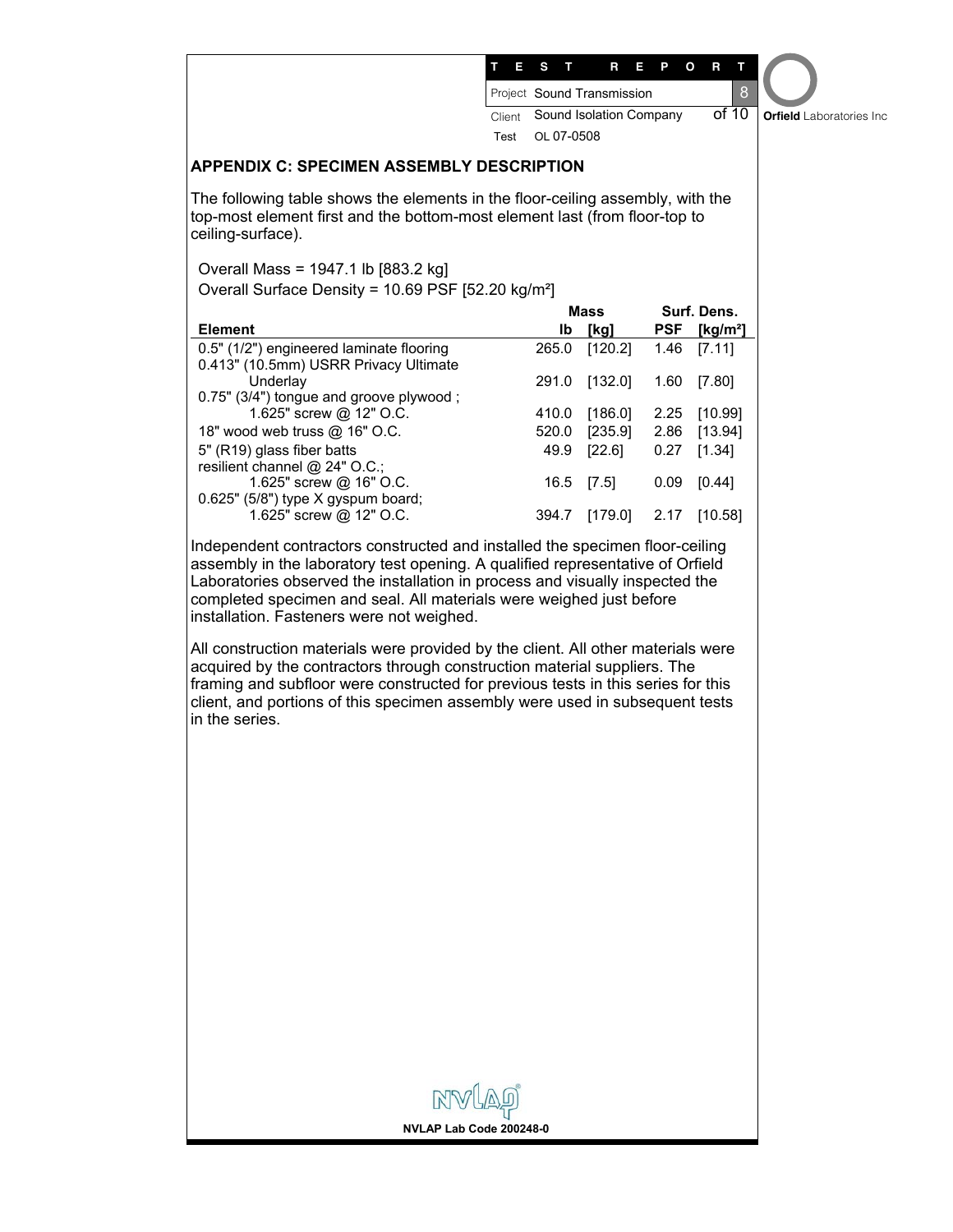## APPENDIX C: SPECIMEN ASSEMBLY DESCRIPTION

The following table shows the elements in the floor-ceiling assembly, with the top-most element first and the bottom-most element last (from floor-top to ceiling-surface).

Overall Mass = 1947.1 lb [883.2 kg]
Overall Surface Density = 10.69 PSF [52.20 kg/m²]

| Element | Mass lb | Mass [kg] | Surf. Dens. PSF | Surf. Dens. [kg/m²] |
|---|---|---|---|---|
| 0.5" (1/2") engineered laminate flooring | 265.0 | [120.2] | 1.46 | [7.11] |
| 0.413" (10.5mm) USRR Privacy Ultimate Underlay | 291.0 | [132.0] | 1.60 | [7.80] |
| 0.75" (3/4") tongue and groove plywood ; 1.625" screw @ 12" O.C. | 410.0 | [186.0] | 2.25 | [10.99] |
| 18" wood web truss @ 16" O.C. | 520.0 | [235.9] | 2.86 | [13.94] |
| 5" (R19) glass fiber batts | 49.9 | [22.6] | 0.27 | [1.34] |
| resilient channel @ 24" O.C.; 1.625" screw @ 16" O.C. | 16.5 | [7.5] | 0.09 | [0.44] |
| 0.625" (5/8") type X gyspum board; 1.625" screw @ 12" O.C. | 394.7 | [179.0] | 2.17 | [10.58] |

Independent contractors constructed and installed the specimen floor-ceiling assembly in the laboratory test opening. A qualified representative of Orfield Laboratories observed the installation in process and visually inspected the completed specimen and seal. All materials were weighed just before installation. Fasteners were not weighed.

All construction materials were provided by the client. All other materials were acquired by the contractors through construction material suppliers. The framing and subfloor were constructed for previous tests in this series for this client, and portions of this specimen assembly were used in subsequent tests in the series.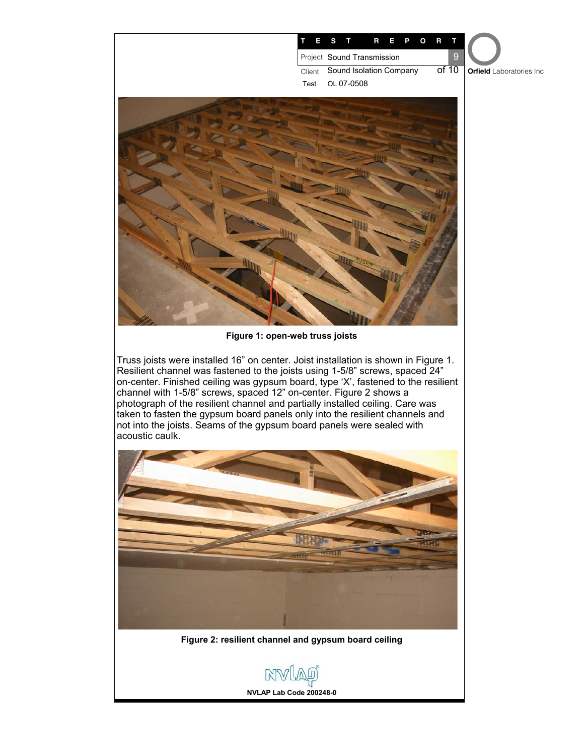**Figure 1: open-web truss joists**

Truss joists were installed 16" on center. Joist installation is shown in Figure 1. Resilient channel was fastened to the joists using 1-5/8" screws, spaced 24" on-center. Finished ceiling was gypsum board, type 'X', fastened to the resilient channel with 1-5/8" screws, spaced 12" on-center. Figure 2 shows a photograph of the resilient channel and partially installed ceiling. Care was taken to fasten the gypsum board panels only into the resilient channels and not into the joists. Seams of the gypsum board panels were sealed with acoustic caulk.

**Figure 2: resilient channel and gypsum board ceiling**

NVLAP Lab Code 200248-0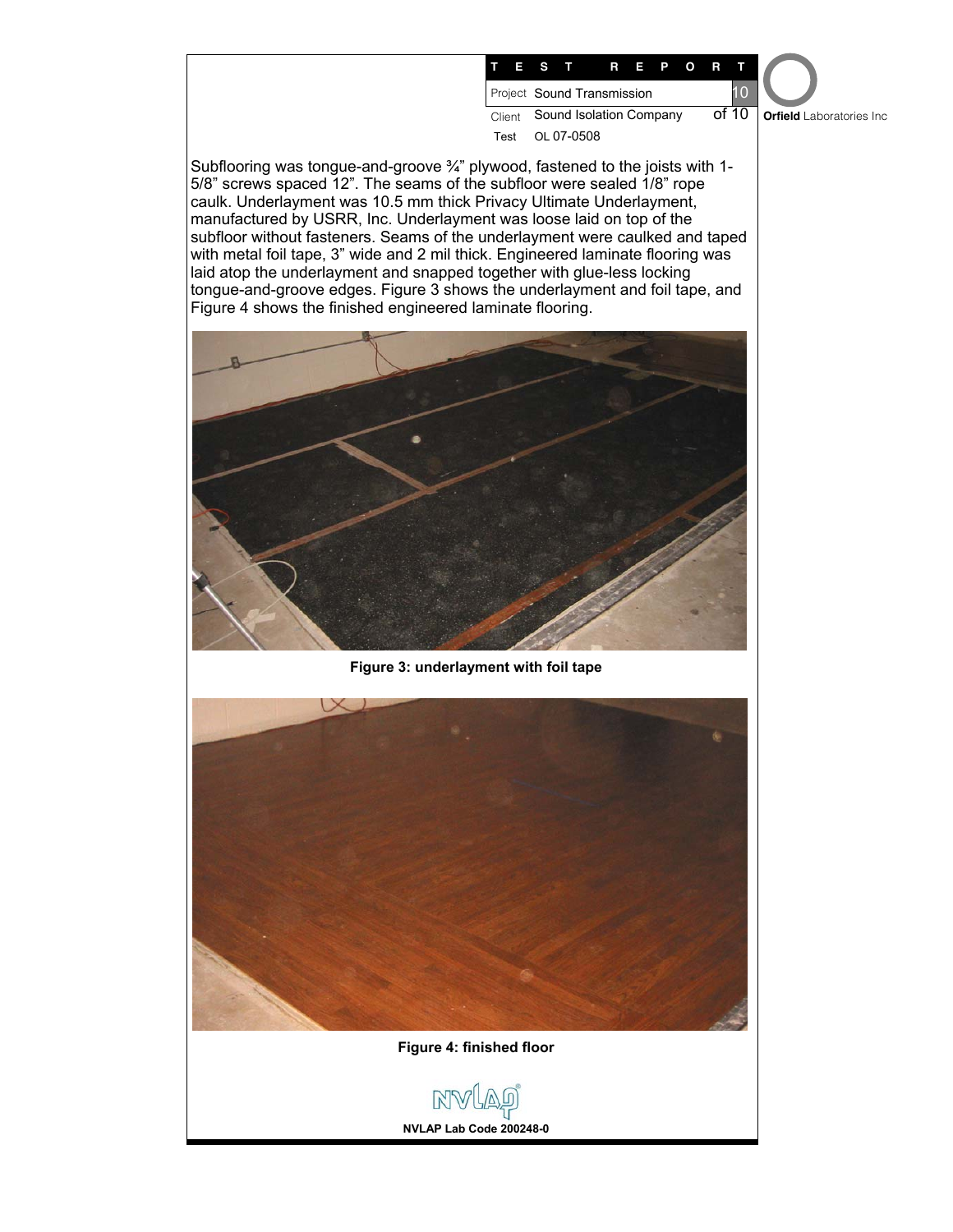Subflooring was tongue-and-groove ¾" plywood, fastened to the joists with 1-5/8" screws spaced 12". The seams of the subfloor were sealed 1/8" rope caulk. Underlayment was 10.5 mm thick Privacy Ultimate Underlayment, manufactured by USRR, Inc. Underlayment was loose laid on top of the subfloor without fasteners. Seams of the underlayment were caulked and taped with metal foil tape, 3" wide and 2 mil thick. Engineered laminate flooring was laid atop the underlayment and snapped together with glue-less locking tongue-and-groove edges. Figure 3 shows the underlayment and foil tape, and Figure 4 shows the finished engineered laminate flooring.

**Figure 3: underlayment with foil tape**

**Figure 4: finished floor**

NVLAP Lab Code 200248-0